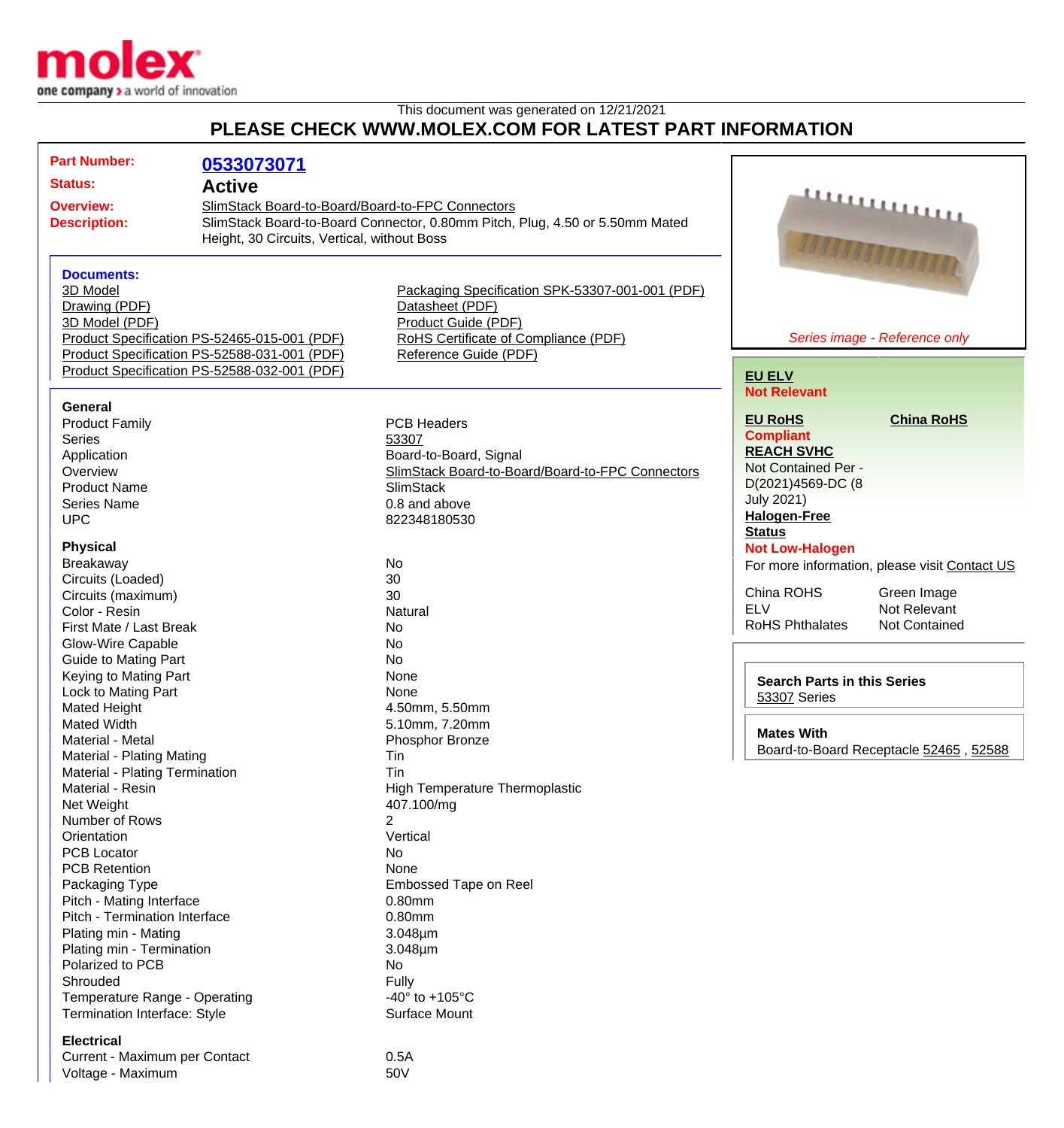This document was generated on 12/21/2021

# PLEASE CHECK WWW.MOLEX.COM FOR LATEST PART INFORMATION

| | |
|---|---|
| **Part Number:** | **0533073071** |
| **Status:** | **Active** |
| **Overview:** | SlimStack Board-to-Board/Board-to-FPC Connectors |
| **Description:** | SlimStack Board-to-Board Connector, 0.80mm Pitch, Plug, 4.50 or 5.50mm Mated Height, 30 Circuits, Vertical, without Boss |

### Documents:

- 3D Model
- Drawing (PDF)
- 3D Model (PDF)
- Product Specification PS-52465-015-001 (PDF)
- Product Specification PS-52588-031-001 (PDF)
- Product Specification PS-52588-032-001 (PDF)
- Packaging Specification SPK-53307-001-001 (PDF)
- Datasheet (PDF)
- Product Guide (PDF)
- RoHS Certificate of Compliance (PDF)
- Reference Guide (PDF)

### General

| | |
|---|---|
| Product Family | PCB Headers |
| Series | 53307 |
| Application | Board-to-Board, Signal |
| Overview | SlimStack Board-to-Board/Board-to-FPC Connectors |
| Product Name | SlimStack |
| Series Name | 0.8 and above |
| UPC | 822348180530 |

### Physical

| | |
|---|---|
| Breakaway | No |
| Circuits (Loaded) | 30 |
| Circuits (maximum) | 30 |
| Color - Resin | Natural |
| First Mate / Last Break | No |
| Glow-Wire Capable | No |
| Guide to Mating Part | No |
| Keying to Mating Part | None |
| Lock to Mating Part | None |
| Mated Height | 4.50mm, 5.50mm |
| Mated Width | 5.10mm, 7.20mm |
| Material - Metal | Phosphor Bronze |
| Material - Plating Mating | Tin |
| Material - Plating Termination | Tin |
| Material - Resin | High Temperature Thermoplastic |
| Net Weight | 407.100/mg |
| Number of Rows | 2 |
| Orientation | Vertical |
| PCB Locator | No |
| PCB Retention | None |
| Packaging Type | Embossed Tape on Reel |
| Pitch - Mating Interface | 0.80mm |
| Pitch - Termination Interface | 0.80mm |
| Plating min - Mating | 3.048µm |
| Plating min - Termination | 3.048µm |
| Polarized to PCB | No |
| Shrouded | Fully |
| Temperature Range - Operating | -40° to +105°C |
| Termination Interface: Style | Surface Mount |

### Electrical

| | |
|---|---|
| Current - Maximum per Contact | 0.5A |
| Voltage - Maximum | 50V |

*Series image - Reference only*

**EU ELV**
**Not Relevant**

**EU RoHS**
**Compliant**

**China RoHS**

**REACH SVHC**
Not Contained Per - D(2021)4569-DC (8 July 2021)

**Halogen-Free Status**
**Not Low-Halogen**

For more information, please visit Contact US

| | |
|---|---|
| China ROHS | Green Image |
| ELV | Not Relevant |
| RoHS Phthalates | Not Contained |

**Search Parts in this Series**
53307 Series

**Mates With**
Board-to-Board Receptacle 52465 , 52588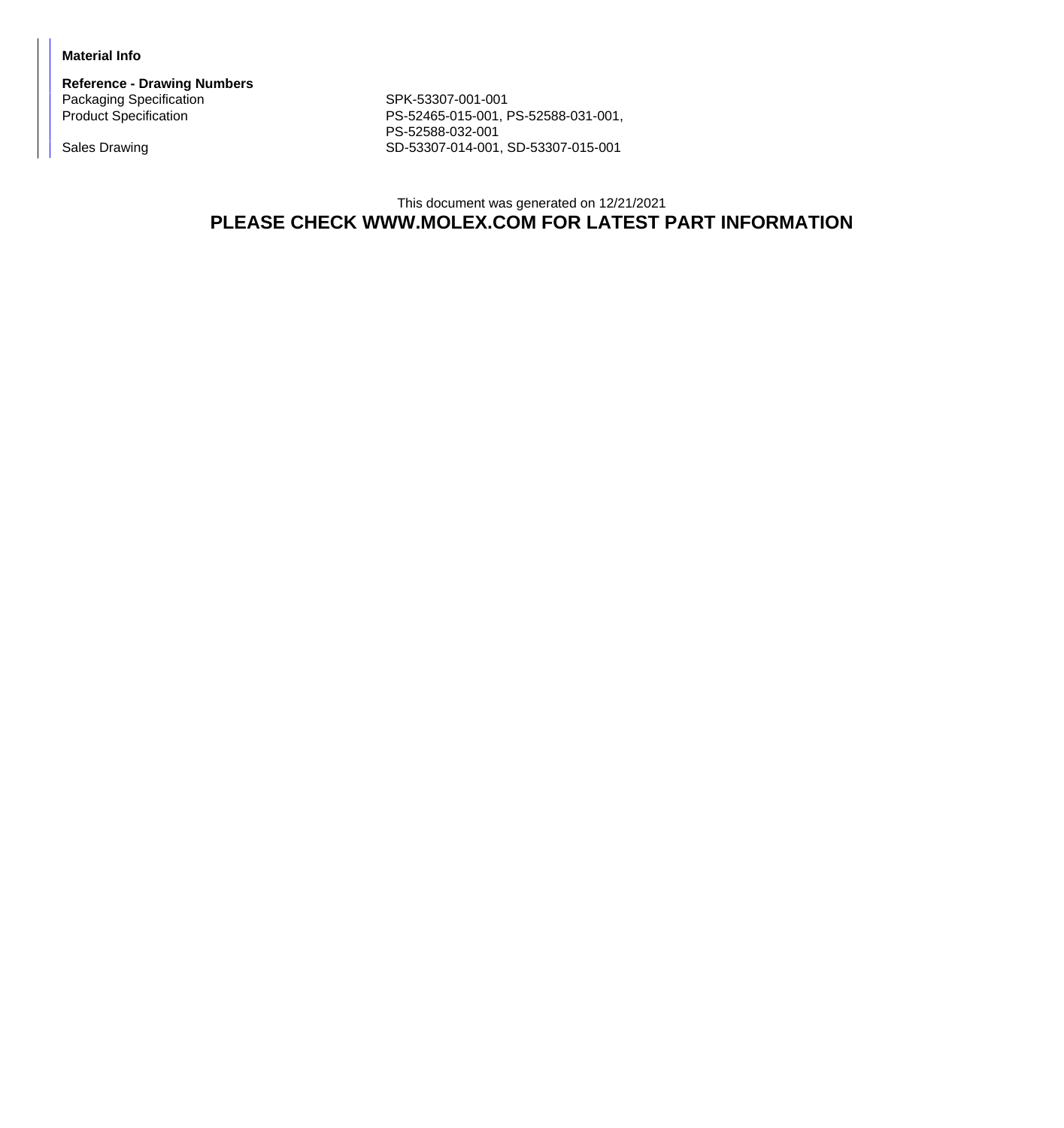**Material Info**

**Reference - Drawing Numbers**

| | |
|---|---|
| Packaging Specification | SPK-53307-001-001 |
| Product Specification | PS-52465-015-001, PS-52588-031-001, PS-52588-032-001 |
| Sales Drawing | SD-53307-014-001, SD-53307-015-001 |

This document was generated on 12/21/2021

**PLEASE CHECK WWW.MOLEX.COM FOR LATEST PART INFORMATION**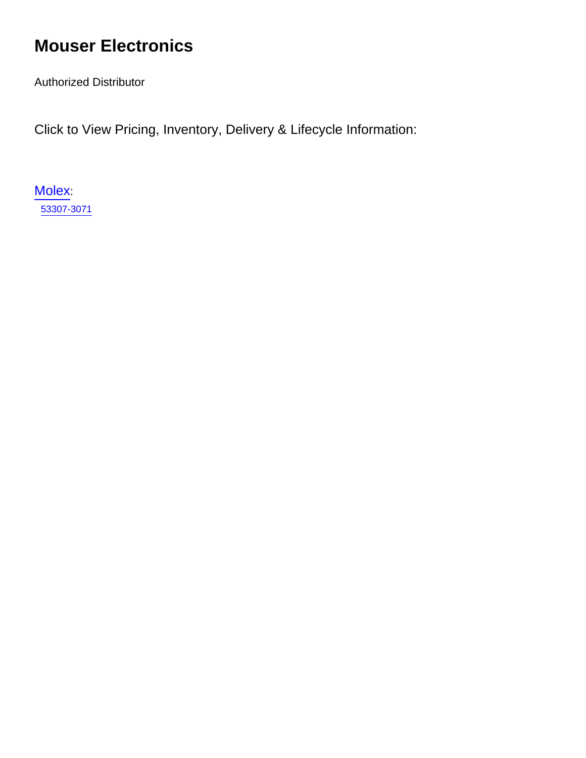# Mouser Electronics

Authorized Distributor

Click to View Pricing, Inventory, Delivery & Lifecycle Information:

Molex:

53307-3071